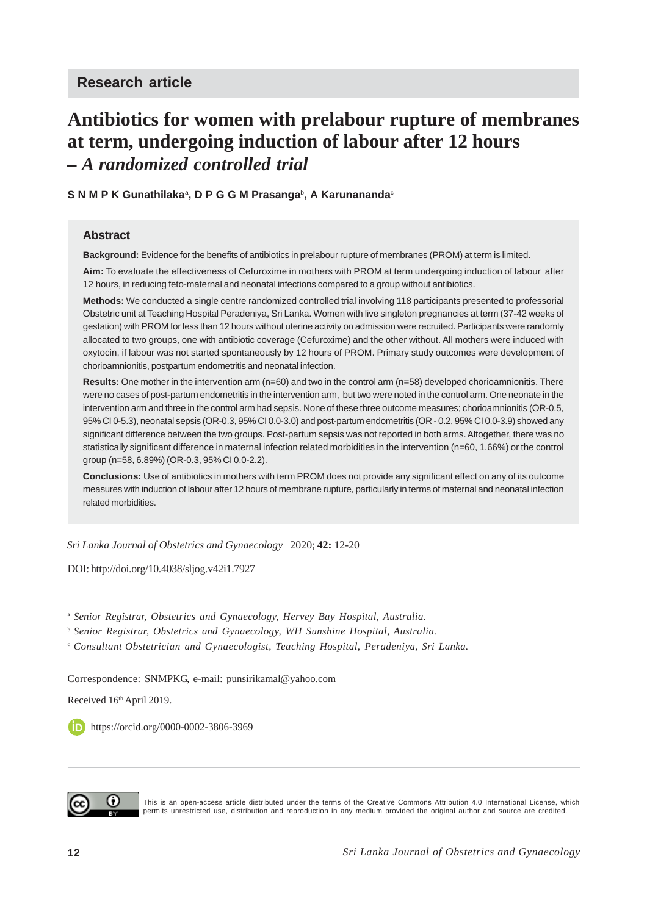Research article

# Antibiotics for women with prelabour rupture of membranes at term, undergoing induction of labour after 12 hours – *A randomized controlled trial*

**S N M P K Gunathilaka**[a], **D P G G M Prasanga**[b], **A Karunananda**[c]

## Abstract

**Background:** Evidence for the benefits of antibiotics in prelabour rupture of membranes (PROM) at term is limited.

**Aim:** To evaluate the effectiveness of Cefuroxime in mothers with PROM at term undergoing induction of labour after 12 hours, in reducing feto-maternal and neonatal infections compared to a group without antibiotics.

**Methods:** We conducted a single centre randomized controlled trial involving 118 participants presented to professorial Obstetric unit at Teaching Hospital Peradeniya, Sri Lanka. Women with live singleton pregnancies at term (37-42 weeks of gestation) with PROM for less than 12 hours without uterine activity on admission were recruited. Participants were randomly allocated to two groups, one with antibiotic coverage (Cefuroxime) and the other without. All mothers were induced with oxytocin, if labour was not started spontaneously by 12 hours of PROM. Primary study outcomes were development of chorioamnionitis, postpartum endometritis and neonatal infection.

**Results:** One mother in the intervention arm (n=60) and two in the control arm (n=58) developed chorioamnionitis. There were no cases of post-partum endometritis in the intervention arm, but two were noted in the control arm. One neonate in the intervention arm and three in the control arm had sepsis. None of these three outcome measures; chorioamnionitis (OR-0.5, 95% CI 0-5.3), neonatal sepsis (OR-0.3, 95% CI 0.0-3.0) and post-partum endometritis (OR - 0.2, 95% CI 0.0-3.9) showed any significant difference between the two groups. Post-partum sepsis was not reported in both arms. Altogether, there was no statistically significant difference in maternal infection related morbidities in the intervention (n=60, 1.66%) or the control group (n=58, 6.89%) (OR-0.3, 95% CI 0.0-2.2).

**Conclusions:** Use of antibiotics in mothers with term PROM does not provide any significant effect on any of its outcome measures with induction of labour after 12 hours of membrane rupture, particularly in terms of maternal and neonatal infection related morbidities.

*Sri Lanka Journal of Obstetrics and Gynaecology* 2020; **42:** 12-20

DOI: http://doi.org/10.4038/sljog.v42i1.7927

[a] *Senior Registrar, Obstetrics and Gynaecology, Hervey Bay Hospital, Australia.*

[b] *Senior Registrar, Obstetrics and Gynaecology, WH Sunshine Hospital, Australia.*

[c] *Consultant Obstetrician and Gynaecologist, Teaching Hospital, Peradeniya, Sri Lanka.*

Correspondence: SNMPKG, e-mail: punsirikamal@yahoo.com

Received 16th April 2019.

https://orcid.org/0000-0002-3806-3969

This is an open-access article distributed under the terms of the Creative Commons Attribution 4.0 International License, which permits unrestricted use, distribution and reproduction in any medium provided the original author and source are credited.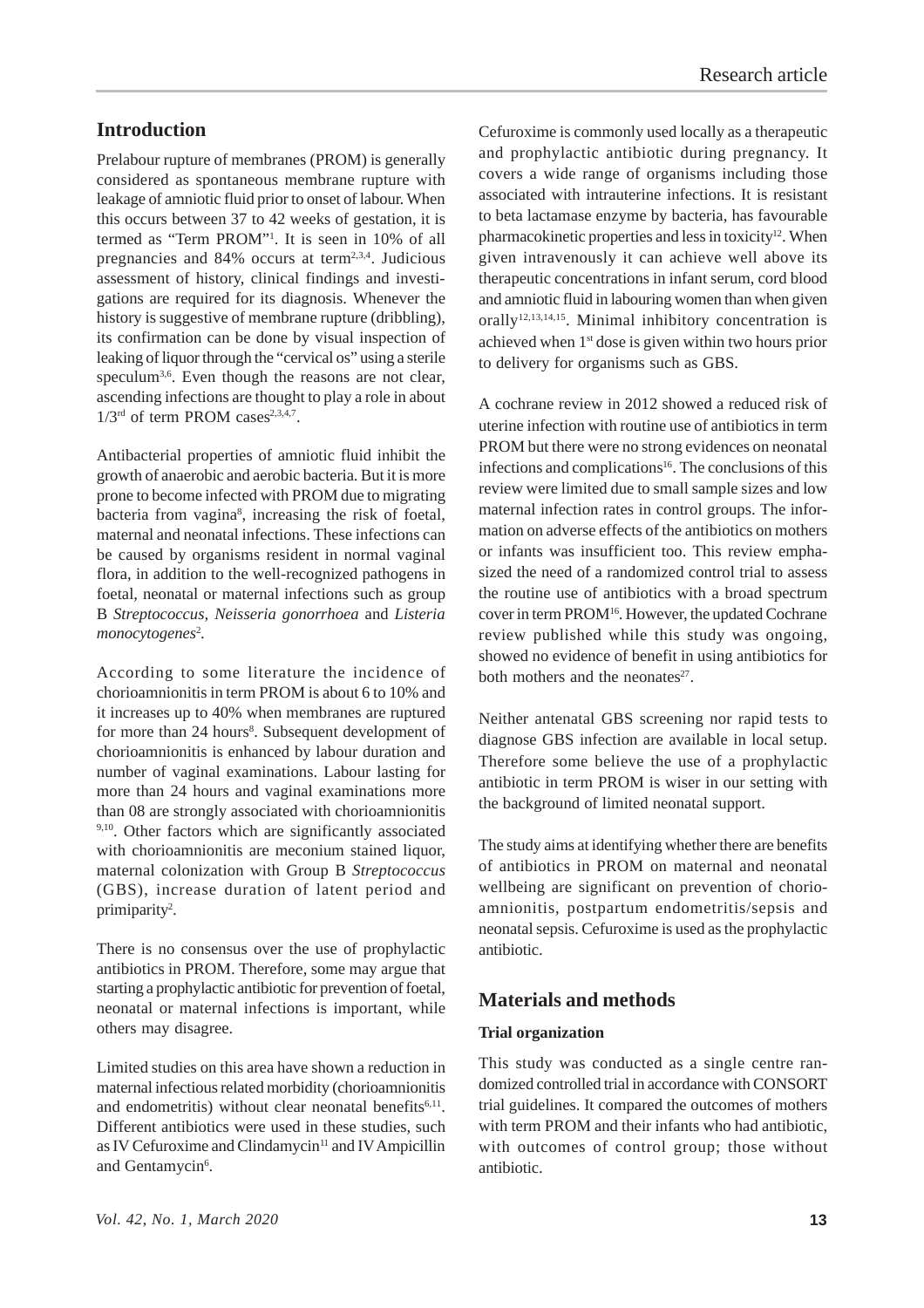## Introduction

Prelabour rupture of membranes (PROM) is generally considered as spontaneous membrane rupture with leakage of amniotic fluid prior to onset of labour. When this occurs between 37 to 42 weeks of gestation, it is termed as "Term PROM"[1]. It is seen in 10% of all pregnancies and 84% occurs at term[2,3,4]. Judicious assessment of history, clinical findings and investigations are required for its diagnosis. Whenever the history is suggestive of membrane rupture (dribbling), its confirmation can be done by visual inspection of leaking of liquor through the "cervical os" using a sterile speculum[3,6]. Even though the reasons are not clear, ascending infections are thought to play a role in about 1/3rd of term PROM cases[2,3,4,7].

Antibacterial properties of amniotic fluid inhibit the growth of anaerobic and aerobic bacteria. But it is more prone to become infected with PROM due to migrating bacteria from vagina[8], increasing the risk of foetal, maternal and neonatal infections. These infections can be caused by organisms resident in normal vaginal flora, in addition to the well-recognized pathogens in foetal, neonatal or maternal infections such as group B *Streptococcus, Neisseria gonorrhoea* and *Listeria monocytogenes*[2].

According to some literature the incidence of chorioamnionitis in term PROM is about 6 to 10% and it increases up to 40% when membranes are ruptured for more than 24 hours[8]. Subsequent development of chorioamnionitis is enhanced by labour duration and number of vaginal examinations. Labour lasting for more than 24 hours and vaginal examinations more than 08 are strongly associated with chorioamnionitis [9,10]. Other factors which are significantly associated with chorioamnionitis are meconium stained liquor, maternal colonization with Group B *Streptococcus* (GBS), increase duration of latent period and primiparity[2].

There is no consensus over the use of prophylactic antibiotics in PROM. Therefore, some may argue that starting a prophylactic antibiotic for prevention of foetal, neonatal or maternal infections is important, while others may disagree.

Limited studies on this area have shown a reduction in maternal infectious related morbidity (chorioamnionitis and endometritis) without clear neonatal benefits[6,11]. Different antibiotics were used in these studies, such as IV Cefuroxime and Clindamycin[11] and IV Ampicillin and Gentamycin[6].

Cefuroxime is commonly used locally as a therapeutic and prophylactic antibiotic during pregnancy. It covers a wide range of organisms including those associated with intrauterine infections. It is resistant to beta lactamase enzyme by bacteria, has favourable pharmacokinetic properties and less in toxicity[12]. When given intravenously it can achieve well above its therapeutic concentrations in infant serum, cord blood and amniotic fluid in labouring women than when given orally[12,13,14,15]. Minimal inhibitory concentration is achieved when 1st dose is given within two hours prior to delivery for organisms such as GBS.

A cochrane review in 2012 showed a reduced risk of uterine infection with routine use of antibiotics in term PROM but there were no strong evidences on neonatal infections and complications[16]. The conclusions of this review were limited due to small sample sizes and low maternal infection rates in control groups. The information on adverse effects of the antibiotics on mothers or infants was insufficient too. This review emphasized the need of a randomized control trial to assess the routine use of antibiotics with a broad spectrum cover in term PROM[16]. However, the updated Cochrane review published while this study was ongoing, showed no evidence of benefit in using antibiotics for both mothers and the neonates[27].

Neither antenatal GBS screening nor rapid tests to diagnose GBS infection are available in local setup. Therefore some believe the use of a prophylactic antibiotic in term PROM is wiser in our setting with the background of limited neonatal support.

The study aims at identifying whether there are benefits of antibiotics in PROM on maternal and neonatal wellbeing are significant on prevention of chorioamnionitis, postpartum endometritis/sepsis and neonatal sepsis. Cefuroxime is used as the prophylactic antibiotic.

## Materials and methods

### Trial organization

This study was conducted as a single centre randomized controlled trial in accordance with CONSORT trial guidelines. It compared the outcomes of mothers with term PROM and their infants who had antibiotic, with outcomes of control group; those without antibiotic.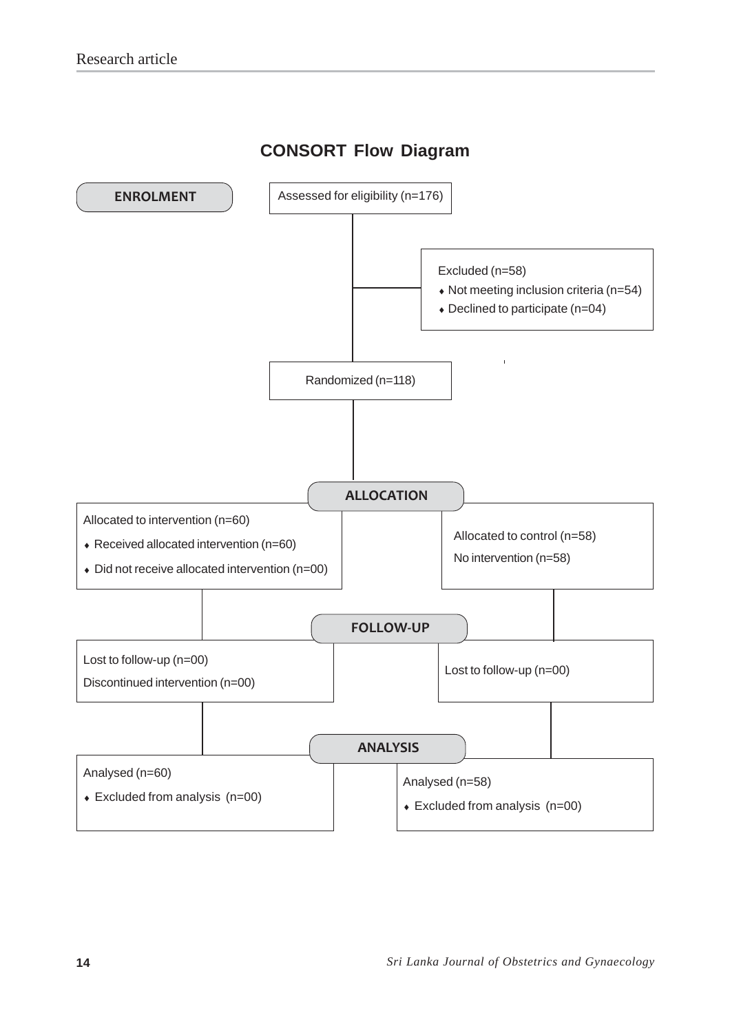## CONSORT Flow Diagram

**ENROLMENT**

Assessed for eligibility (n=176)

Excluded (n=58)
- Not meeting inclusion criteria (n=54)
- Declined to participate (n=04)

Randomized (n=118)

**ALLOCATION**

Allocated to intervention (n=60)
- Received allocated intervention (n=60)
- Did not receive allocated intervention (n=00)

Allocated to control (n=58)

No intervention (n=58)

**FOLLOW-UP**

Lost to follow-up (n=00)

Discontinued intervention (n=00)

Lost to follow-up (n=00)

**ANALYSIS**

Analysed (n=60)
- Excluded from analysis (n=00)

Analysed (n=58)
- Excluded from analysis (n=00)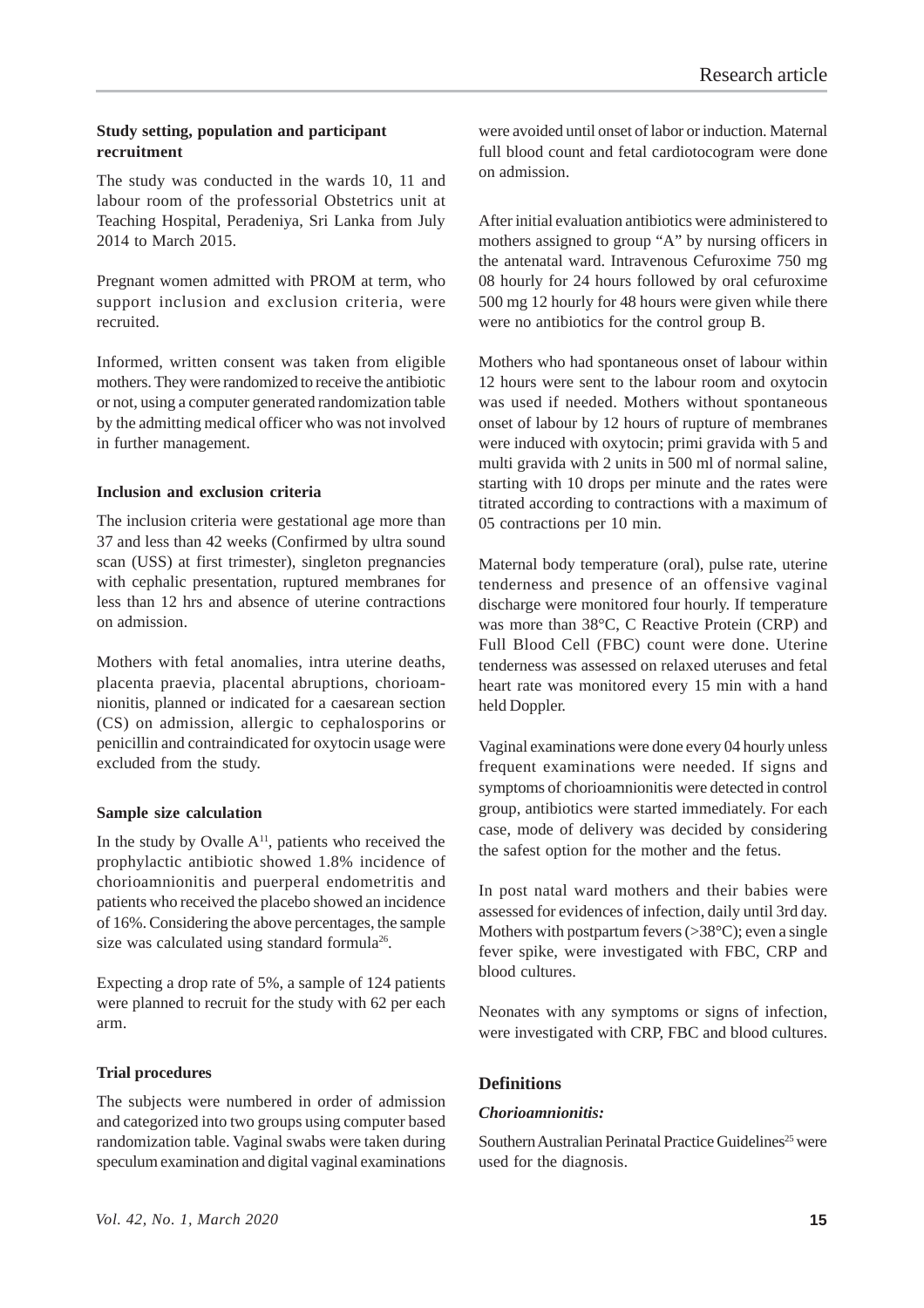### Study setting, population and participant recruitment

The study was conducted in the wards 10, 11 and labour room of the professorial Obstetrics unit at Teaching Hospital, Peradeniya, Sri Lanka from July 2014 to March 2015.

Pregnant women admitted with PROM at term, who support inclusion and exclusion criteria, were recruited.

Informed, written consent was taken from eligible mothers. They were randomized to receive the antibiotic or not, using a computer generated randomization table by the admitting medical officer who was not involved in further management.

### Inclusion and exclusion criteria

The inclusion criteria were gestational age more than 37 and less than 42 weeks (Confirmed by ultra sound scan (USS) at first trimester), singleton pregnancies with cephalic presentation, ruptured membranes for less than 12 hrs and absence of uterine contractions on admission.

Mothers with fetal anomalies, intra uterine deaths, placenta praevia, placental abruptions, chorioamnionitis, planned or indicated for a caesarean section (CS) on admission, allergic to cephalosporins or penicillin and contraindicated for oxytocin usage were excluded from the study.

### Sample size calculation

In the study by Ovalle A[11], patients who received the prophylactic antibiotic showed 1.8% incidence of chorioamnionitis and puerperal endometritis and patients who received the placebo showed an incidence of 16%. Considering the above percentages, the sample size was calculated using standard formula[26].

Expecting a drop rate of 5%, a sample of 124 patients were planned to recruit for the study with 62 per each arm.

### Trial procedures

The subjects were numbered in order of admission and categorized into two groups using computer based randomization table. Vaginal swabs were taken during speculum examination and digital vaginal examinations were avoided until onset of labor or induction. Maternal full blood count and fetal cardiotocogram were done on admission.

After initial evaluation antibiotics were administered to mothers assigned to group "A" by nursing officers in the antenatal ward. Intravenous Cefuroxime 750 mg 08 hourly for 24 hours followed by oral cefuroxime 500 mg 12 hourly for 48 hours were given while there were no antibiotics for the control group B.

Mothers who had spontaneous onset of labour within 12 hours were sent to the labour room and oxytocin was used if needed. Mothers without spontaneous onset of labour by 12 hours of rupture of membranes were induced with oxytocin; primi gravida with 5 and multi gravida with 2 units in 500 ml of normal saline, starting with 10 drops per minute and the rates were titrated according to contractions with a maximum of 05 contractions per 10 min.

Maternal body temperature (oral), pulse rate, uterine tenderness and presence of an offensive vaginal discharge were monitored four hourly. If temperature was more than 38°C, C Reactive Protein (CRP) and Full Blood Cell (FBC) count were done. Uterine tenderness was assessed on relaxed uteruses and fetal heart rate was monitored every 15 min with a hand held Doppler.

Vaginal examinations were done every 04 hourly unless frequent examinations were needed. If signs and symptoms of chorioamnionitis were detected in control group, antibiotics were started immediately. For each case, mode of delivery was decided by considering the safest option for the mother and the fetus.

In post natal ward mothers and their babies were assessed for evidences of infection, daily until 3rd day. Mothers with postpartum fevers (>38°C); even a single fever spike, were investigated with FBC, CRP and blood cultures.

Neonates with any symptoms or signs of infection, were investigated with CRP, FBC and blood cultures.

## Definitions

### *Chorioamnionitis:*

Southern Australian Perinatal Practice Guidelines[25] were used for the diagnosis.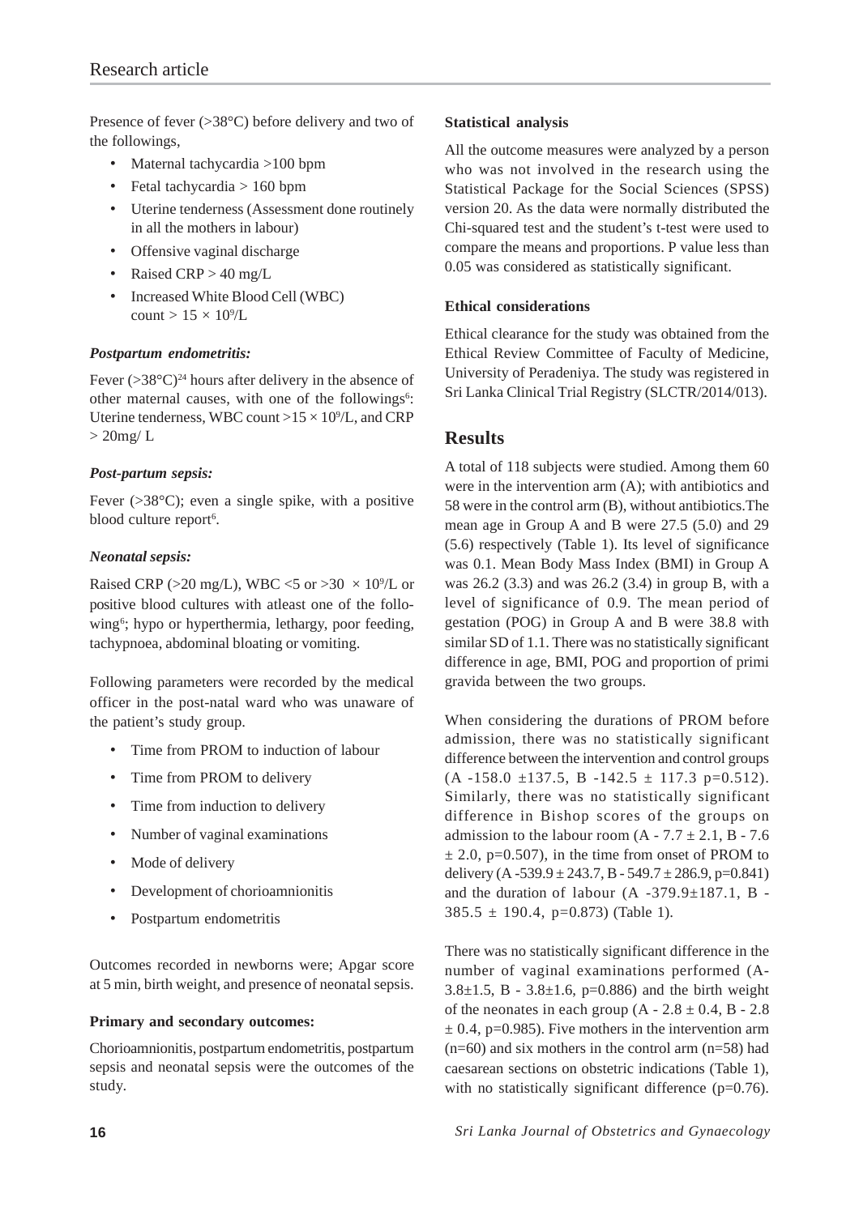Presence of fever (>38°C) before delivery and two of the followings,

- Maternal tachycardia >100 bpm
- Fetal tachycardia > 160 bpm
- Uterine tenderness (Assessment done routinely in all the mothers in labour)
- Offensive vaginal discharge
- Raised CRP > 40 mg/L
- Increased White Blood Cell (WBC) count > $15 \times 10^9$/L

### *Postpartum endometritis:*

Fever (>38°C)[24] hours after delivery in the absence of other maternal causes, with one of the followings[6]: Uterine tenderness, WBC count >$15 \times 10^9$/L, and CRP > 20mg/ L

### *Post-partum sepsis:*

Fever (>38°C); even a single spike, with a positive blood culture report[6].

### *Neonatal sepsis:*

Raised CRP (>20 mg/L), WBC <5 or >30 $\times 10^9$/L or positive blood cultures with atleast one of the following[6]; hypo or hyperthermia, lethargy, poor feeding, tachypnoea, abdominal bloating or vomiting.

Following parameters were recorded by the medical officer in the post-natal ward who was unaware of the patient's study group.

- Time from PROM to induction of labour
- Time from PROM to delivery
- Time from induction to delivery
- Number of vaginal examinations
- Mode of delivery
- Development of chorioamnionitis
- Postpartum endometritis

Outcomes recorded in newborns were; Apgar score at 5 min, birth weight, and presence of neonatal sepsis.

### Primary and secondary outcomes:

Chorioamnionitis, postpartum endometritis, postpartum sepsis and neonatal sepsis were the outcomes of the study.

### Statistical analysis

All the outcome measures were analyzed by a person who was not involved in the research using the Statistical Package for the Social Sciences (SPSS) version 20. As the data were normally distributed the Chi-squared test and the student's t-test were used to compare the means and proportions. P value less than 0.05 was considered as statistically significant.

### Ethical considerations

Ethical clearance for the study was obtained from the Ethical Review Committee of Faculty of Medicine, University of Peradeniya. The study was registered in Sri Lanka Clinical Trial Registry (SLCTR/2014/013).

## Results

A total of 118 subjects were studied. Among them 60 were in the intervention arm (A); with antibiotics and 58 were in the control arm (B), without antibiotics.The mean age in Group A and B were 27.5 (5.0) and 29 (5.6) respectively (Table 1). Its level of significance was 0.1. Mean Body Mass Index (BMI) in Group A was 26.2 (3.3) and was 26.2 (3.4) in group B, with a level of significance of 0.9. The mean period of gestation (POG) in Group A and B were 38.8 with similar SD of 1.1. There was no statistically significant difference in age, BMI, POG and proportion of primi gravida between the two groups.

When considering the durations of PROM before admission, there was no statistically significant difference between the intervention and control groups (A -158.0 ±137.5, B -142.5 ± 117.3 p=0.512). Similarly, there was no statistically significant difference in Bishop scores of the groups on admission to the labour room (A - 7.7 ± 2.1, B - 7.6 ± 2.0, p=0.507), in the time from onset of PROM to delivery (A -539.9 ± 243.7, B - 549.7 ± 286.9, p=0.841) and the duration of labour (A -379.9±187.1, B - 385.5 ± 190.4, p=0.873) (Table 1).

There was no statistically significant difference in the number of vaginal examinations performed (A- 3.8±1.5, B - 3.8±1.6, p=0.886) and the birth weight of the neonates in each group (A - 2.8 ± 0.4, B - 2.8 ± 0.4, p=0.985). Five mothers in the intervention arm (n=60) and six mothers in the control arm (n=58) had caesarean sections on obstetric indications (Table 1), with no statistically significant difference (p=0.76).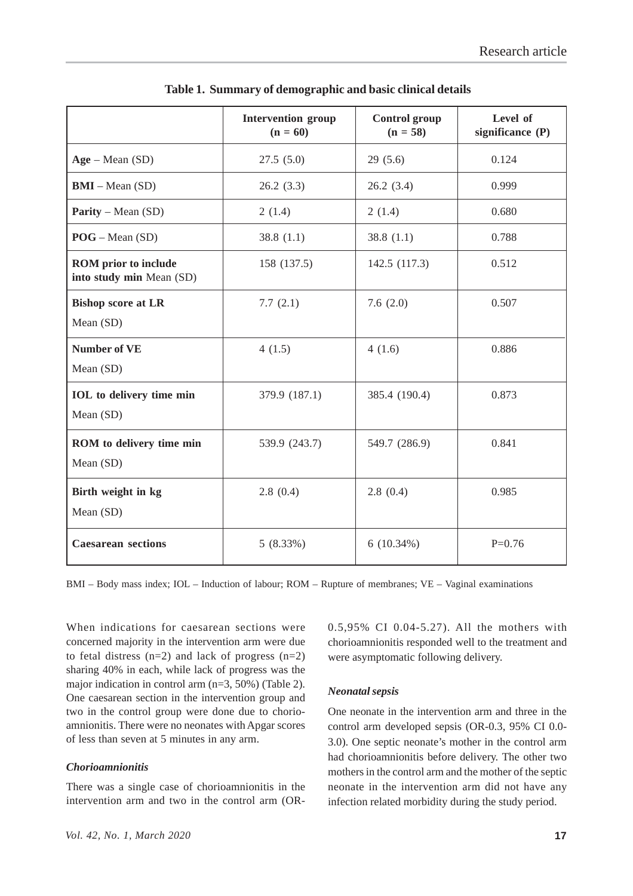**Table 1. Summary of demographic and basic clinical details**

| | Intervention group (n = 60) | Control group (n = 58) | Level of significance (P) |
|---|---|---|---|
| **Age** – Mean (SD) | 27.5 (5.0) | 29 (5.6) | 0.124 |
| **BMI** – Mean (SD) | 26.2 (3.3) | 26.2 (3.4) | 0.999 |
| **Parity** – Mean (SD) | 2 (1.4) | 2 (1.4) | 0.680 |
| **POG** – Mean (SD) | 38.8 (1.1) | 38.8 (1.1) | 0.788 |
| **ROM prior to include into study min** Mean (SD) | 158 (137.5) | 142.5 (117.3) | 0.512 |
| **Bishop score at LR** Mean (SD) | 7.7 (2.1) | 7.6 (2.0) | 0.507 |
| **Number of VE** Mean (SD) | 4 (1.5) | 4 (1.6) | 0.886 |
| **IOL to delivery time min** Mean (SD) | 379.9 (187.1) | 385.4 (190.4) | 0.873 |
| **ROM to delivery time min** Mean (SD) | 539.9 (243.7) | 549.7 (286.9) | 0.841 |
| **Birth weight in kg** Mean (SD) | 2.8 (0.4) | 2.8 (0.4) | 0.985 |
| **Caesarean sections** | 5 (8.33%) | 6 (10.34%) | P=0.76 |

BMI – Body mass index; IOL – Induction of labour; ROM – Rupture of membranes; VE – Vaginal examinations

When indications for caesarean sections were concerned majority in the intervention arm were due to fetal distress (n=2) and lack of progress (n=2) sharing 40% in each, while lack of progress was the major indication in control arm (n=3, 50%) (Table 2). One caesarean section in the intervention group and two in the control group were done due to chorioamnionitis. There were no neonates with Apgar scores of less than seven at 5 minutes in any arm.

### *Chorioamnionitis*

There was a single case of chorioamnionitis in the intervention arm and two in the control arm (OR-0.5,95% CI 0.04-5.27). All the mothers with chorioamnionitis responded well to the treatment and were asymptomatic following delivery.

### *Neonatal sepsis*

One neonate in the intervention arm and three in the control arm developed sepsis (OR-0.3, 95% CI 0.0-3.0). One septic neonate's mother in the control arm had chorioamnionitis before delivery. The other two mothers in the control arm and the mother of the septic neonate in the intervention arm did not have any infection related morbidity during the study period.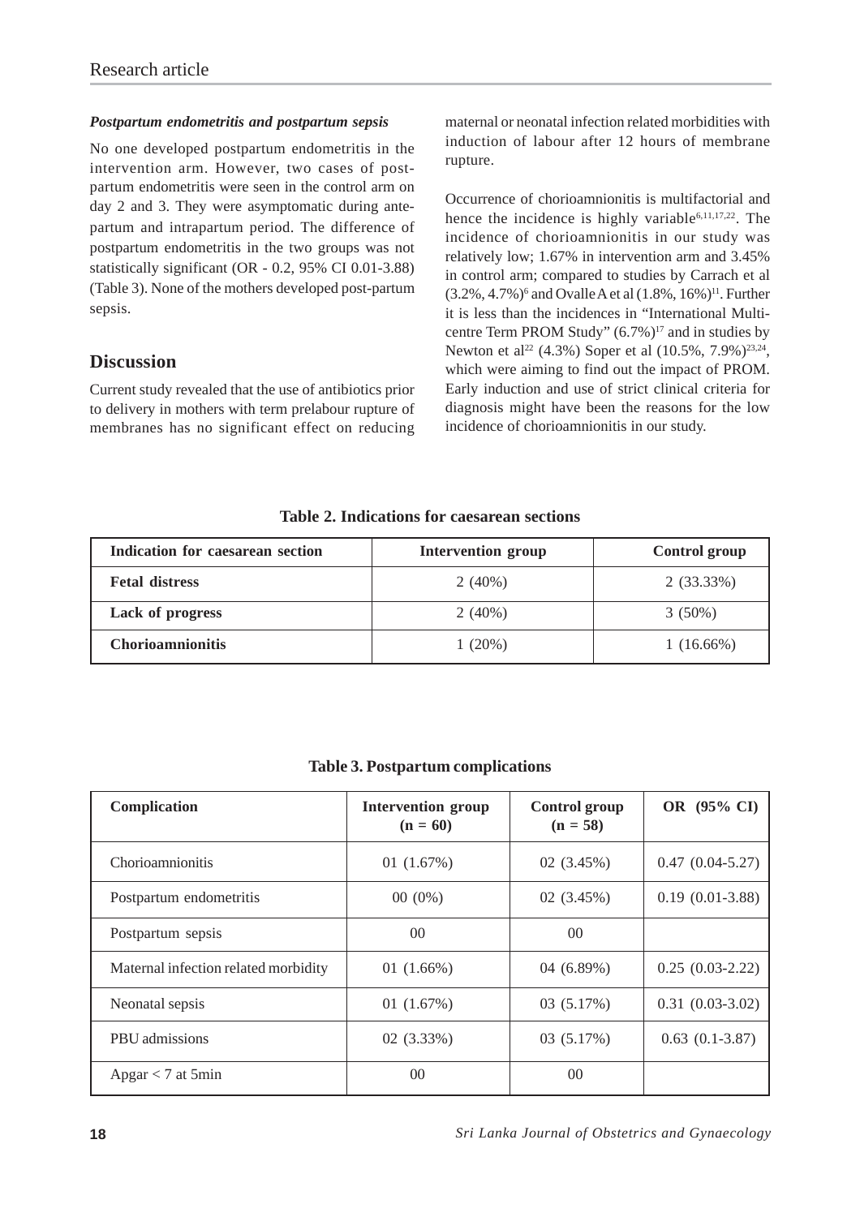### *Postpartum endometritis and postpartum sepsis*

No one developed postpartum endometritis in the intervention arm. However, two cases of postpartum endometritis were seen in the control arm on day 2 and 3. They were asymptomatic during antepartum and intrapartum period. The difference of postpartum endometritis in the two groups was not statistically significant (OR - 0.2, 95% CI 0.01-3.88) (Table 3). None of the mothers developed post-partum sepsis.

## Discussion

Current study revealed that the use of antibiotics prior to delivery in mothers with term prelabour rupture of membranes has no significant effect on reducing maternal or neonatal infection related morbidities with induction of labour after 12 hours of membrane rupture.

Occurrence of chorioamnionitis is multifactorial and hence the incidence is highly variable[6,11,17,22]. The incidence of chorioamnionitis in our study was relatively low; 1.67% in intervention arm and 3.45% in control arm; compared to studies by Carrach et al (3.2%, 4.7%)[6] and Ovalle A et al (1.8%, 16%)[11]. Further it is less than the incidences in "International Multi-centre Term PROM Study" (6.7%)[17] and in studies by Newton et al[22] (4.3%) Soper et al (10.5%, 7.9%)[23,24], which were aiming to find out the impact of PROM. Early induction and use of strict clinical criteria for diagnosis might have been the reasons for the low incidence of chorioamnionitis in our study.

**Table 2. Indications for caesarean sections**

| Indication for caesarean section | Intervention group | Control group |
|---|---|---|
| **Fetal distress** | 2 (40%) | 2 (33.33%) |
| **Lack of progress** | 2 (40%) | 3 (50%) |
| **Chorioamnionitis** | 1 (20%) | 1 (16.66%) |

**Table 3. Postpartum complications**

| Complication | Intervention group (n = 60) | Control group (n = 58) | OR (95% CI) |
|---|---|---|---|
| Chorioamnionitis | 01 (1.67%) | 02 (3.45%) | 0.47 (0.04-5.27) |
| Postpartum endometritis | 00 (0%) | 02 (3.45%) | 0.19 (0.01-3.88) |
| Postpartum sepsis | 00 | 00 | |
| Maternal infection related morbidity | 01 (1.66%) | 04 (6.89%) | 0.25 (0.03-2.22) |
| Neonatal sepsis | 01 (1.67%) | 03 (5.17%) | 0.31 (0.03-3.02) |
| PBU admissions | 02 (3.33%) | 03 (5.17%) | 0.63 (0.1-3.87) |
| Apgar < 7 at 5min | 00 | 00 | |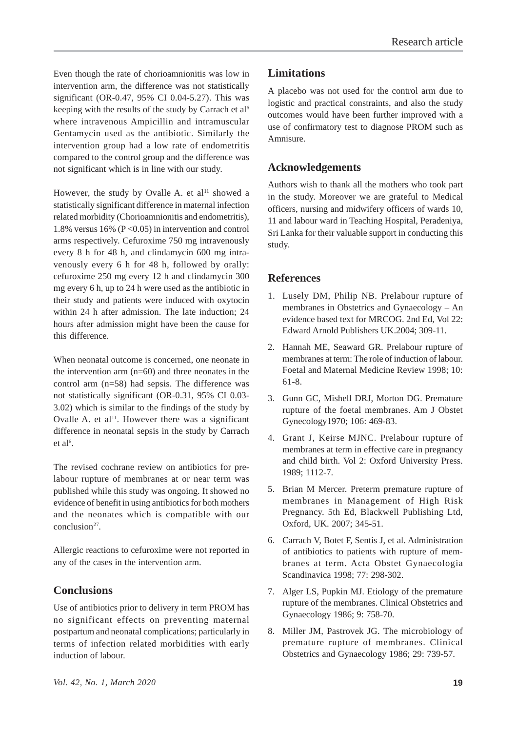Even though the rate of chorioamnionitis was low in intervention arm, the difference was not statistically significant (OR-0.47, 95% CI 0.04-5.27). This was keeping with the results of the study by Carrach et al[6] where intravenous Ampicillin and intramuscular Gentamycin used as the antibiotic. Similarly the intervention group had a low rate of endometritis compared to the control group and the difference was not significant which is in line with our study.

However, the study by Ovalle A. et al[11] showed a statistically significant difference in maternal infection related morbidity (Chorioamnionitis and endometritis), 1.8% versus 16% (P <0.05) in intervention and control arms respectively. Cefuroxime 750 mg intravenously every 8 h for 48 h, and clindamycin 600 mg intravenously every 6 h for 48 h, followed by orally: cefuroxime 250 mg every 12 h and clindamycin 300 mg every 6 h, up to 24 h were used as the antibiotic in their study and patients were induced with oxytocin within 24 h after admission. The late induction; 24 hours after admission might have been the cause for this difference.

When neonatal outcome is concerned, one neonate in the intervention arm (n=60) and three neonates in the control arm (n=58) had sepsis. The difference was not statistically significant (OR-0.31, 95% CI 0.03-3.02) which is similar to the findings of the study by Ovalle A. et al[11]. However there was a significant difference in neonatal sepsis in the study by Carrach et al[6].

The revised cochrane review on antibiotics for prelabour rupture of membranes at or near term was published while this study was ongoing. It showed no evidence of benefit in using antibiotics for both mothers and the neonates which is compatible with our conclusion[27].

Allergic reactions to cefuroxime were not reported in any of the cases in the intervention arm.

## Conclusions

Use of antibiotics prior to delivery in term PROM has no significant effects on preventing maternal postpartum and neonatal complications; particularly in terms of infection related morbidities with early induction of labour.

## Limitations

A placebo was not used for the control arm due to logistic and practical constraints, and also the study outcomes would have been further improved with a use of confirmatory test to diagnose PROM such as Amnisure.

## Acknowledgements

Authors wish to thank all the mothers who took part in the study. Moreover we are grateful to Medical officers, nursing and midwifery officers of wards 10, 11 and labour ward in Teaching Hospital, Peradeniya, Sri Lanka for their valuable support in conducting this study.

## References

1. Lusely DM, Philip NB. Prelabour rupture of membranes in Obstetrics and Gynaecology – An evidence based text for MRCOG. 2nd Ed, Vol 22: Edward Arnold Publishers UK.2004; 309-11.
2. Hannah ME, Seaward GR. Prelabour rupture of membranes at term: The role of induction of labour. Foetal and Maternal Medicine Review 1998; 10: 61-8.
3. Gunn GC, Mishell DRJ, Morton DG. Premature rupture of the foetal membranes. Am J Obstet Gynecology1970; 106: 469-83.
4. Grant J, Keirse MJNC. Prelabour rupture of membranes at term in effective care in pregnancy and child birth. Vol 2: Oxford University Press. 1989; 1112-7.
5. Brian M Mercer. Preterm premature rupture of membranes in Management of High Risk Pregnancy. 5th Ed, Blackwell Publishing Ltd, Oxford, UK. 2007; 345-51.
6. Carrach V, Botet F, Sentis J, et al. Administration of antibiotics to patients with rupture of membranes at term. Acta Obstet Gynaecologia Scandinavica 1998; 77: 298-302.
7. Alger LS, Pupkin MJ. Etiology of the premature rupture of the membranes. Clinical Obstetrics and Gynaecology 1986; 9: 758-70.
8. Miller JM, Pastrovek JG. The microbiology of premature rupture of membranes. Clinical Obstetrics and Gynaecology 1986; 29: 739-57.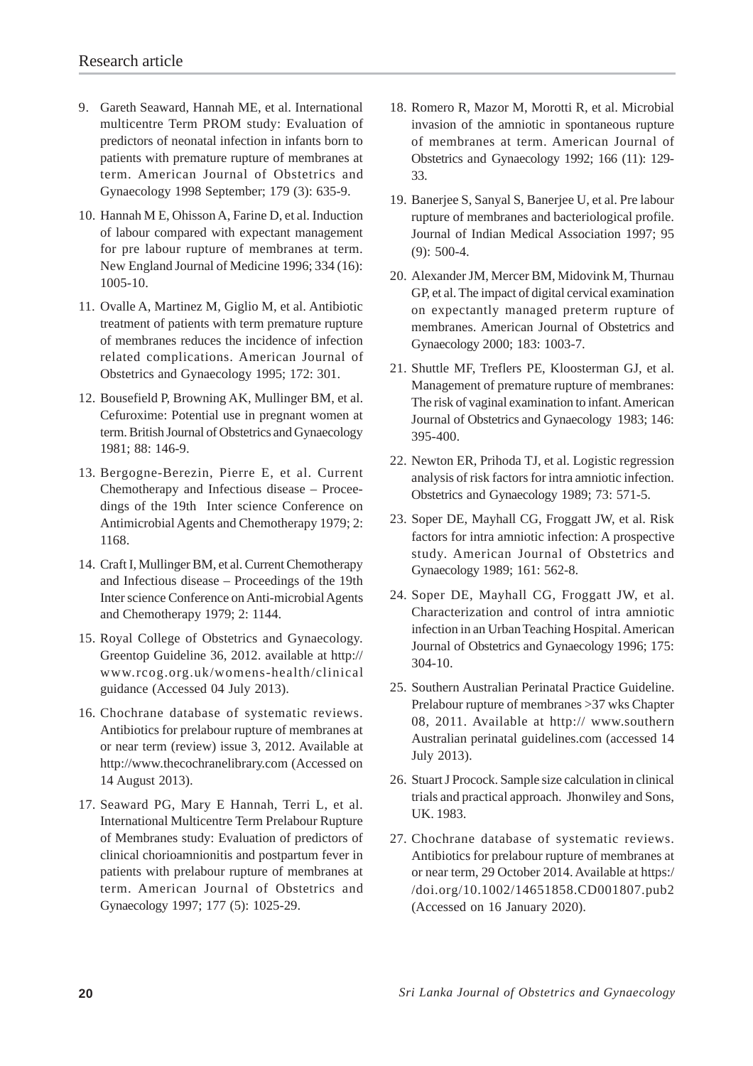9. Gareth Seaward, Hannah ME, et al. International multicentre Term PROM study: Evaluation of predictors of neonatal infection in infants born to patients with premature rupture of membranes at term. American Journal of Obstetrics and Gynaecology 1998 September; 179 (3): 635-9.
10. Hannah M E, Ohisson A, Farine D, et al. Induction of labour compared with expectant management for pre labour rupture of membranes at term. New England Journal of Medicine 1996; 334 (16): 1005-10.
11. Ovalle A, Martinez M, Giglio M, et al. Antibiotic treatment of patients with term premature rupture of membranes reduces the incidence of infection related complications. American Journal of Obstetrics and Gynaecology 1995; 172: 301.
12. Bousefield P, Browning AK, Mullinger BM, et al. Cefuroxime: Potential use in pregnant women at term. British Journal of Obstetrics and Gynaecology 1981; 88: 146-9.
13. Bergogne-Berezin, Pierre E, et al. Current Chemotherapy and Infectious disease – Proceedings of the 19th Inter science Conference on Antimicrobial Agents and Chemotherapy 1979; 2: 1168.
14. Craft I, Mullinger BM, et al. Current Chemotherapy and Infectious disease – Proceedings of the 19th Inter science Conference on Anti-microbial Agents and Chemotherapy 1979; 2: 1144.
15. Royal College of Obstetrics and Gynaecology. Greentop Guideline 36, 2012. available at http://www.rcog.org.uk/womens-health/clinical guidance (Accessed 04 July 2013).
16. Chochrane database of systematic reviews. Antibiotics for prelabour rupture of membranes at or near term (review) issue 3, 2012. Available at http://www.thecochranelibrary.com (Accessed on 14 August 2013).
17. Seaward PG, Mary E Hannah, Terri L, et al. International Multicentre Term Prelabour Rupture of Membranes study: Evaluation of predictors of clinical chorioamnionitis and postpartum fever in patients with prelabour rupture of membranes at term. American Journal of Obstetrics and Gynaecology 1997; 177 (5): 1025-29.
18. Romero R, Mazor M, Morotti R, et al. Microbial invasion of the amniotic in spontaneous rupture of membranes at term. American Journal of Obstetrics and Gynaecology 1992; 166 (11): 129-33.
19. Banerjee S, Sanyal S, Banerjee U, et al. Pre labour rupture of membranes and bacteriological profile. Journal of Indian Medical Association 1997; 95 (9): 500-4.
20. Alexander JM, Mercer BM, Midovink M, Thurnau GP, et al. The impact of digital cervical examination on expectantly managed preterm rupture of membranes. American Journal of Obstetrics and Gynaecology 2000; 183: 1003-7.
21. Shuttle MF, Treflers PE, Kloosterman GJ, et al. Management of premature rupture of membranes: The risk of vaginal examination to infant. American Journal of Obstetrics and Gynaecology 1983; 146: 395-400.
22. Newton ER, Prihoda TJ, et al. Logistic regression analysis of risk factors for intra amniotic infection. Obstetrics and Gynaecology 1989; 73: 571-5.
23. Soper DE, Mayhall CG, Froggatt JW, et al. Risk factors for intra amniotic infection: A prospective study. American Journal of Obstetrics and Gynaecology 1989; 161: 562-8.
24. Soper DE, Mayhall CG, Froggatt JW, et al. Characterization and control of intra amniotic infection in an Urban Teaching Hospital. American Journal of Obstetrics and Gynaecology 1996; 175: 304-10.
25. Southern Australian Perinatal Practice Guideline. Prelabour rupture of membranes >37 wks Chapter 08, 2011. Available at http:// www.southern Australian perinatal guidelines.com (accessed 14 July 2013).
26. Stuart J Procock. Sample size calculation in clinical trials and practical approach. Jhonwiley and Sons, UK. 1983.
27. Chochrane database of systematic reviews. Antibiotics for prelabour rupture of membranes at or near term, 29 October 2014. Available at https://doi.org/10.1002/14651858.CD001807.pub2 (Accessed on 16 January 2020).